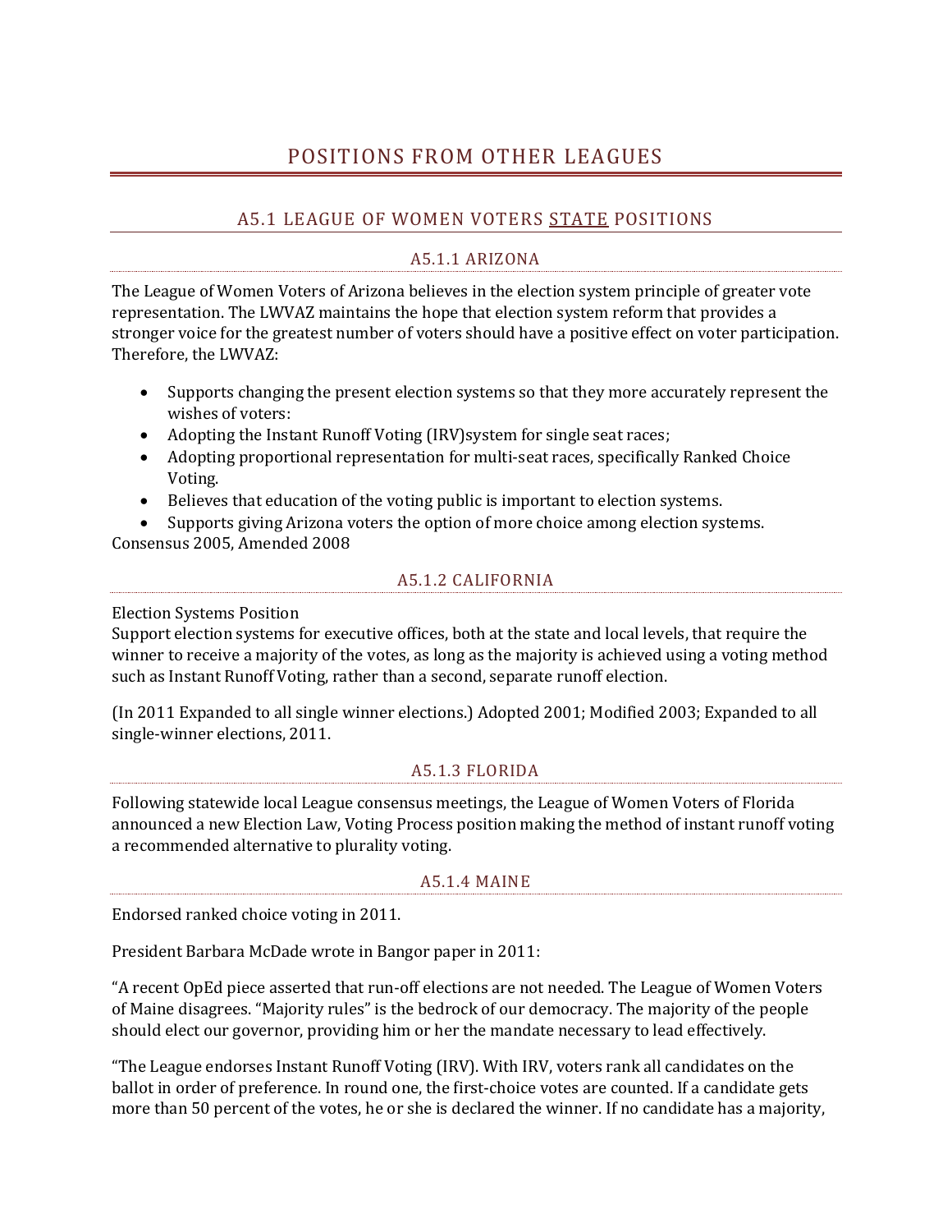# POSITIONS FROM OTHER LEAGUES

## A5.1 LEAGUE OF WOMEN VOTERS STATE POSITIONS

### A5.1.1 ARIZONA

The League of Women Voters of Arizona believes in the election system principle of greater vote representation. The LWVAZ maintains the hope that election system reform that provides a stronger voice for the greatest number of voters should have a positive effect on voter participation. Therefore, the LWVAZ:

- Supports changing the present election systems so that they more accurately represent the wishes of voters:
- Adopting the Instant Runoff Voting (IRV)system for single seat races;
- Adopting proportional representation for multi-seat races, specifically Ranked Choice Voting.
- Believes that education of the voting public is important to election systems.
- Supports giving Arizona voters the option of more choice among election systems.

Consensus 2005, Amended 2008

### A5.1.2 CALIFORNIA

Election Systems Position
Support election systems for executive offices, both at the state and local levels, that require the winner to receive a majority of the votes, as long as the majority is achieved using a voting method such as Instant Runoff Voting, rather than a second, separate runoff election.

(In 2011 Expanded to all single winner elections.) Adopted 2001; Modified 2003; Expanded to all single-winner elections, 2011.

### A5.1.3 FLORIDA

Following statewide local League consensus meetings, the League of Women Voters of Florida announced a new Election Law, Voting Process position making the method of instant runoff voting a recommended alternative to plurality voting.

### A5.1.4 MAINE

Endorsed ranked choice voting in 2011.

President Barbara McDade wrote in Bangor paper in 2011:

"A recent OpEd piece asserted that run-off elections are not needed. The League of Women Voters of Maine disagrees. "Majority rules" is the bedrock of our democracy. The majority of the people should elect our governor, providing him or her the mandate necessary to lead effectively.

"The League endorses Instant Runoff Voting (IRV). With IRV, voters rank all candidates on the ballot in order of preference. In round one, the first-choice votes are counted. If a candidate gets more than 50 percent of the votes, he or she is declared the winner. If no candidate has a majority,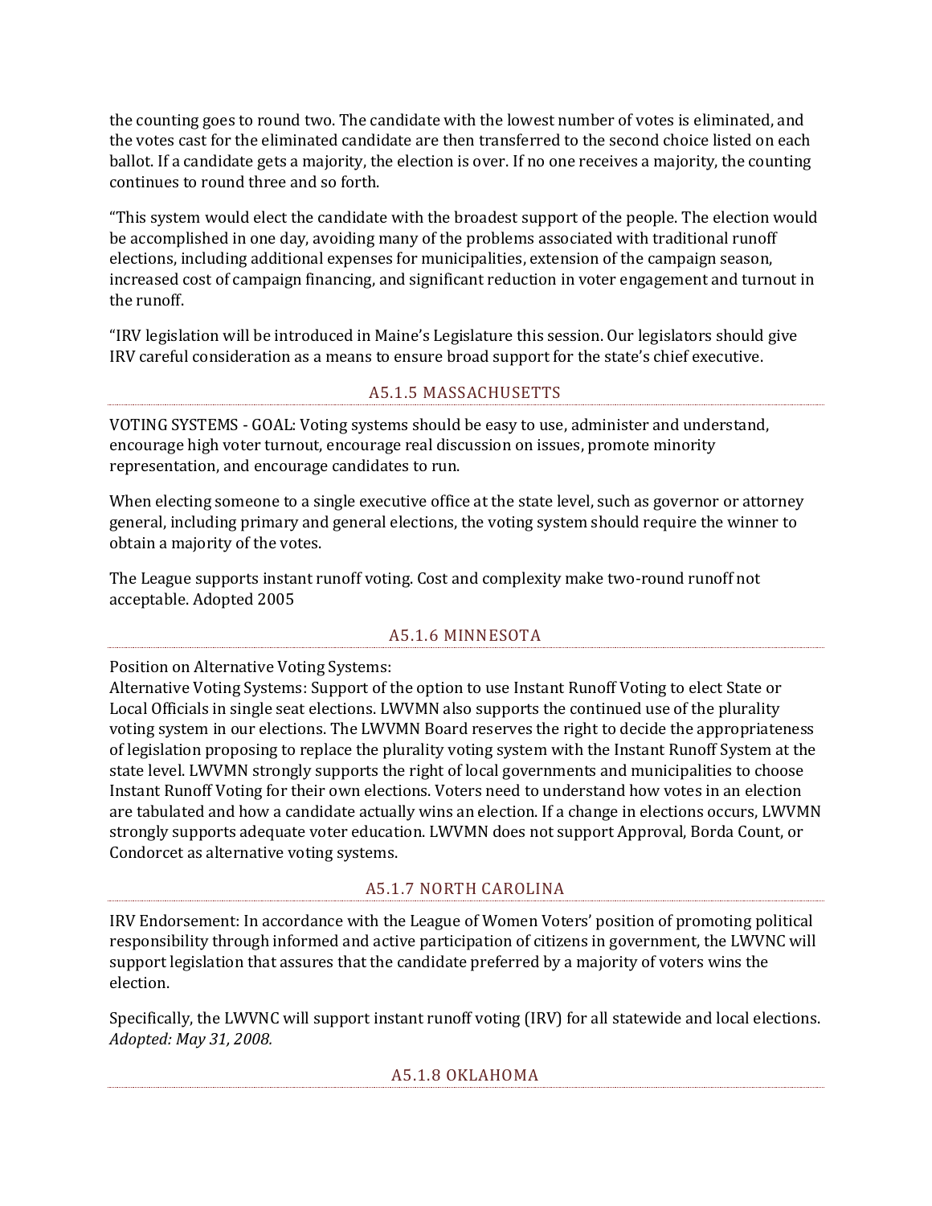the counting goes to round two. The candidate with the lowest number of votes is eliminated, and the votes cast for the eliminated candidate are then transferred to the second choice listed on each ballot. If a candidate gets a majority, the election is over. If no one receives a majority, the counting continues to round three and so forth.

"This system would elect the candidate with the broadest support of the people. The election would be accomplished in one day, avoiding many of the problems associated with traditional runoff elections, including additional expenses for municipalities, extension of the campaign season, increased cost of campaign financing, and significant reduction in voter engagement and turnout in the runoff.

"IRV legislation will be introduced in Maine's Legislature this session. Our legislators should give IRV careful consideration as a means to ensure broad support for the state's chief executive.

### A5.1.5 MASSACHUSETTS

VOTING SYSTEMS - GOAL: Voting systems should be easy to use, administer and understand, encourage high voter turnout, encourage real discussion on issues, promote minority representation, and encourage candidates to run.

When electing someone to a single executive office at the state level, such as governor or attorney general, including primary and general elections, the voting system should require the winner to obtain a majority of the votes.

The League supports instant runoff voting. Cost and complexity make two-round runoff not acceptable. Adopted 2005

### A5.1.6 MINNESOTA

Position on Alternative Voting Systems:
Alternative Voting Systems: Support of the option to use Instant Runoff Voting to elect State or Local Officials in single seat elections. LWVMN also supports the continued use of the plurality voting system in our elections. The LWVMN Board reserves the right to decide the appropriateness of legislation proposing to replace the plurality voting system with the Instant Runoff System at the state level. LWVMN strongly supports the right of local governments and municipalities to choose Instant Runoff Voting for their own elections. Voters need to understand how votes in an election are tabulated and how a candidate actually wins an election. If a change in elections occurs, LWVMN strongly supports adequate voter education. LWVMN does not support Approval, Borda Count, or Condorcet as alternative voting systems.

### A5.1.7 NORTH CAROLINA

IRV Endorsement: In accordance with the League of Women Voters' position of promoting political responsibility through informed and active participation of citizens in government, the LWVNC will support legislation that assures that the candidate preferred by a majority of voters wins the election.

Specifically, the LWVNC will support instant runoff voting (IRV) for all statewide and local elections. *Adopted: May 31, 2008.*

### A5.1.8 OKLAHOMA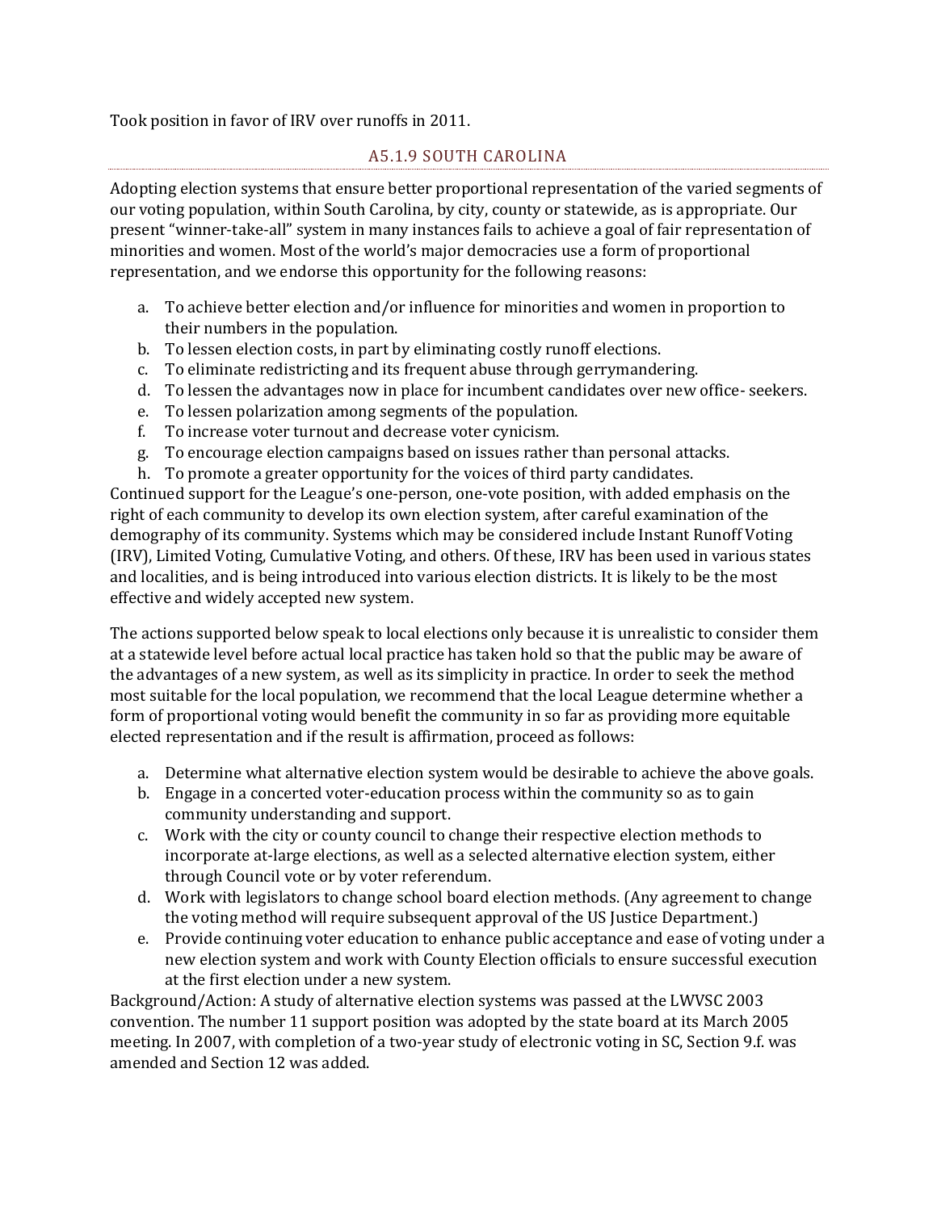Took position in favor of IRV over runoffs in 2011.

### A5.1.9 SOUTH CAROLINA

Adopting election systems that ensure better proportional representation of the varied segments of our voting population, within South Carolina, by city, county or statewide, as is appropriate. Our present "winner-take-all" system in many instances fails to achieve a goal of fair representation of minorities and women. Most of the world's major democracies use a form of proportional representation, and we endorse this opportunity for the following reasons:

a. To achieve better election and/or influence for minorities and women in proportion to their numbers in the population.
b. To lessen election costs, in part by eliminating costly runoff elections.
c. To eliminate redistricting and its frequent abuse through gerrymandering.
d. To lessen the advantages now in place for incumbent candidates over new office- seekers.
e. To lessen polarization among segments of the population.
f. To increase voter turnout and decrease voter cynicism.
g. To encourage election campaigns based on issues rather than personal attacks.
h. To promote a greater opportunity for the voices of third party candidates.

Continued support for the League's one-person, one-vote position, with added emphasis on the right of each community to develop its own election system, after careful examination of the demography of its community. Systems which may be considered include Instant Runoff Voting (IRV), Limited Voting, Cumulative Voting, and others. Of these, IRV has been used in various states and localities, and is being introduced into various election districts. It is likely to be the most effective and widely accepted new system.

The actions supported below speak to local elections only because it is unrealistic to consider them at a statewide level before actual local practice has taken hold so that the public may be aware of the advantages of a new system, as well as its simplicity in practice. In order to seek the method most suitable for the local population, we recommend that the local League determine whether a form of proportional voting would benefit the community in so far as providing more equitable elected representation and if the result is affirmation, proceed as follows:

a. Determine what alternative election system would be desirable to achieve the above goals.
b. Engage in a concerted voter-education process within the community so as to gain community understanding and support.
c. Work with the city or county council to change their respective election methods to incorporate at-large elections, as well as a selected alternative election system, either through Council vote or by voter referendum.
d. Work with legislators to change school board election methods. (Any agreement to change the voting method will require subsequent approval of the US Justice Department.)
e. Provide continuing voter education to enhance public acceptance and ease of voting under a new election system and work with County Election officials to ensure successful execution at the first election under a new system.

Background/Action: A study of alternative election systems was passed at the LWVSC 2003 convention. The number 11 support position was adopted by the state board at its March 2005 meeting. In 2007, with completion of a two-year study of electronic voting in SC, Section 9.f. was amended and Section 12 was added.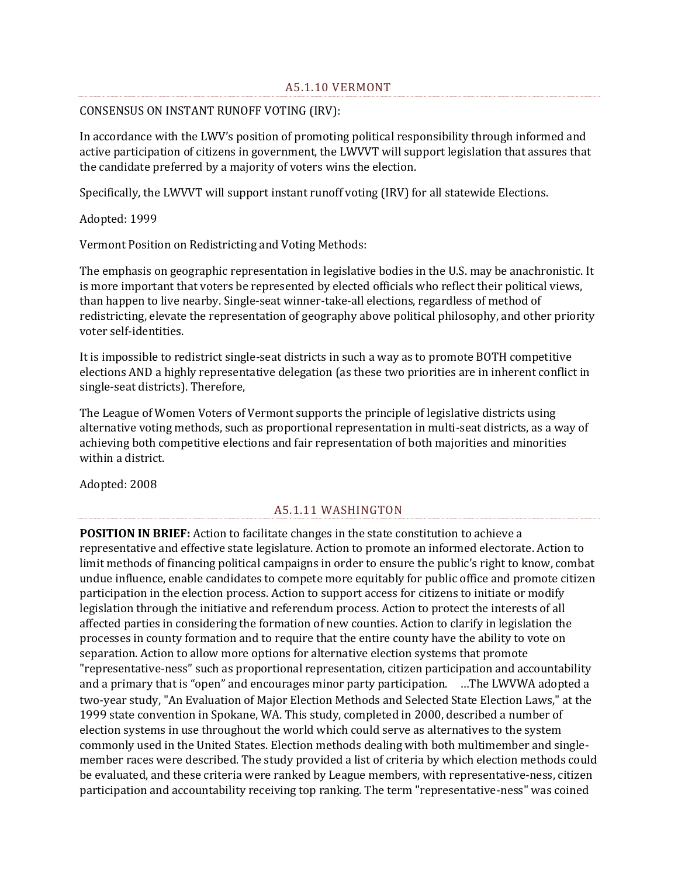## A5.1.10 VERMONT

CONSENSUS ON INSTANT RUNOFF VOTING (IRV):

In accordance with the LWV's position of promoting political responsibility through informed and active participation of citizens in government, the LWVVT will support legislation that assures that the candidate preferred by a majority of voters wins the election.

Specifically, the LWVVT will support instant runoff voting (IRV) for all statewide Elections.

Adopted: 1999

Vermont Position on Redistricting and Voting Methods:

The emphasis on geographic representation in legislative bodies in the U.S. may be anachronistic. It is more important that voters be represented by elected officials who reflect their political views, than happen to live nearby. Single-seat winner-take-all elections, regardless of method of redistricting, elevate the representation of geography above political philosophy, and other priority voter self-identities.

It is impossible to redistrict single-seat districts in such a way as to promote BOTH competitive elections AND a highly representative delegation (as these two priorities are in inherent conflict in single-seat districts). Therefore,

The League of Women Voters of Vermont supports the principle of legislative districts using alternative voting methods, such as proportional representation in multi-seat districts, as a way of achieving both competitive elections and fair representation of both majorities and minorities within a district.

Adopted: 2008

## A5.1.11 WASHINGTON

**POSITION IN BRIEF:** Action to facilitate changes in the state constitution to achieve a representative and effective state legislature. Action to promote an informed electorate. Action to limit methods of financing political campaigns in order to ensure the public's right to know, combat undue influence, enable candidates to compete more equitably for public office and promote citizen participation in the election process. Action to support access for citizens to initiate or modify legislation through the initiative and referendum process. Action to protect the interests of all affected parties in considering the formation of new counties. Action to clarify in legislation the processes in county formation and to require that the entire county have the ability to vote on separation. Action to allow more options for alternative election systems that promote "representative-ness" such as proportional representation, citizen participation and accountability and a primary that is "open" and encourages minor party participation. …The LWVWA adopted a two-year study, "An Evaluation of Major Election Methods and Selected State Election Laws," at the 1999 state convention in Spokane, WA. This study, completed in 2000, described a number of election systems in use throughout the world which could serve as alternatives to the system commonly used in the United States. Election methods dealing with both multimember and single-member races were described. The study provided a list of criteria by which election methods could be evaluated, and these criteria were ranked by League members, with representative-ness, citizen participation and accountability receiving top ranking. The term "representative-ness" was coined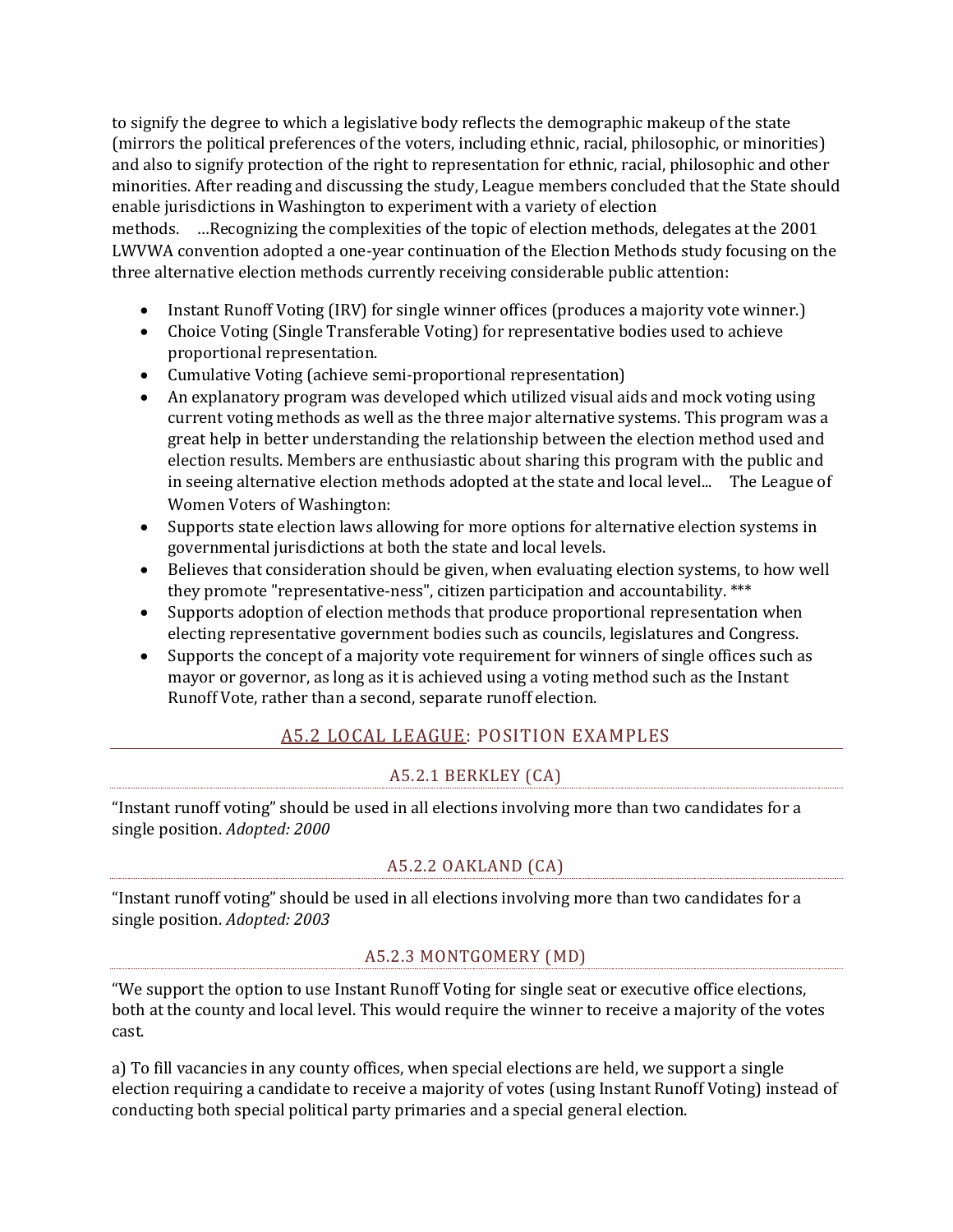to signify the degree to which a legislative body reflects the demographic makeup of the state (mirrors the political preferences of the voters, including ethnic, racial, philosophic, or minorities) and also to signify protection of the right to representation for ethnic, racial, philosophic and other minorities. After reading and discussing the study, League members concluded that the State should enable jurisdictions in Washington to experiment with a variety of election methods. …Recognizing the complexities of the topic of election methods, delegates at the 2001 LWVWA convention adopted a one-year continuation of the Election Methods study focusing on the three alternative election methods currently receiving considerable public attention:

- Instant Runoff Voting (IRV) for single winner offices (produces a majority vote winner.)
- Choice Voting (Single Transferable Voting) for representative bodies used to achieve proportional representation.
- Cumulative Voting (achieve semi-proportional representation)
- An explanatory program was developed which utilized visual aids and mock voting using current voting methods as well as the three major alternative systems. This program was a great help in better understanding the relationship between the election method used and election results. Members are enthusiastic about sharing this program with the public and in seeing alternative election methods adopted at the state and local level... The League of Women Voters of Washington:
- Supports state election laws allowing for more options for alternative election systems in governmental jurisdictions at both the state and local levels.
- Believes that consideration should be given, when evaluating election systems, to how well they promote "representative-ness", citizen participation and accountability. ***
- Supports adoption of election methods that produce proportional representation when electing representative government bodies such as councils, legislatures and Congress.
- Supports the concept of a majority vote requirement for winners of single offices such as mayor or governor, as long as it is achieved using a voting method such as the Instant Runoff Vote, rather than a second, separate runoff election.

## A5.2 LOCAL LEAGUE: POSITION EXAMPLES

### A5.2.1 BERKLEY (CA)

"Instant runoff voting" should be used in all elections involving more than two candidates for a single position. *Adopted: 2000*

### A5.2.2 OAKLAND (CA)

"Instant runoff voting" should be used in all elections involving more than two candidates for a single position. *Adopted: 2003*

### A5.2.3 MONTGOMERY (MD)

"We support the option to use Instant Runoff Voting for single seat or executive office elections, both at the county and local level. This would require the winner to receive a majority of the votes cast.

a) To fill vacancies in any county offices, when special elections are held, we support a single election requiring a candidate to receive a majority of votes (using Instant Runoff Voting) instead of conducting both special political party primaries and a special general election.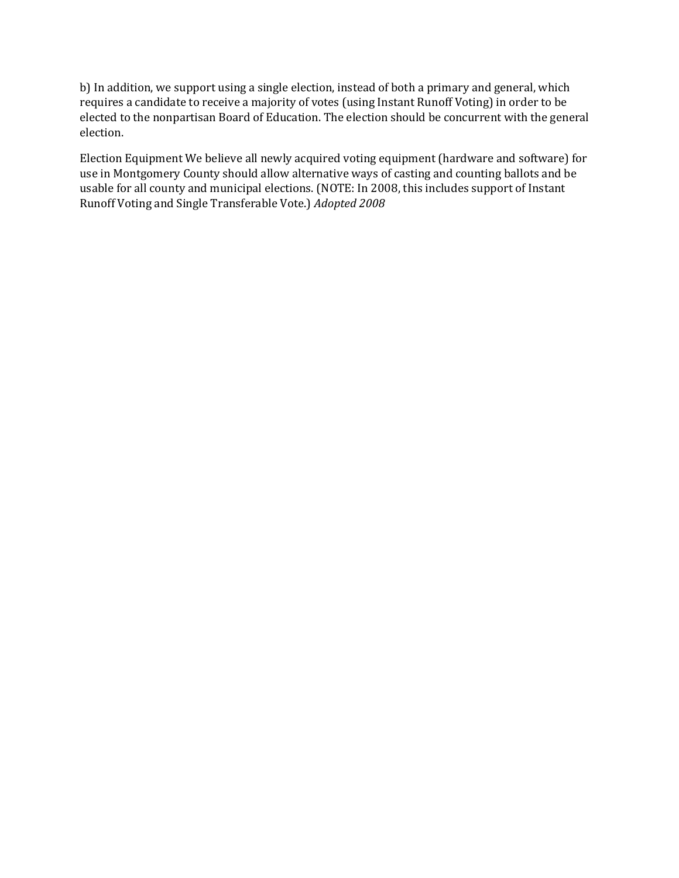b) In addition, we support using a single election, instead of both a primary and general, which requires a candidate to receive a majority of votes (using Instant Runoff Voting) in order to be elected to the nonpartisan Board of Education. The election should be concurrent with the general election.

Election Equipment We believe all newly acquired voting equipment (hardware and software) for use in Montgomery County should allow alternative ways of casting and counting ballots and be usable for all county and municipal elections. (NOTE: In 2008, this includes support of Instant Runoff Voting and Single Transferable Vote.) *Adopted 2008*